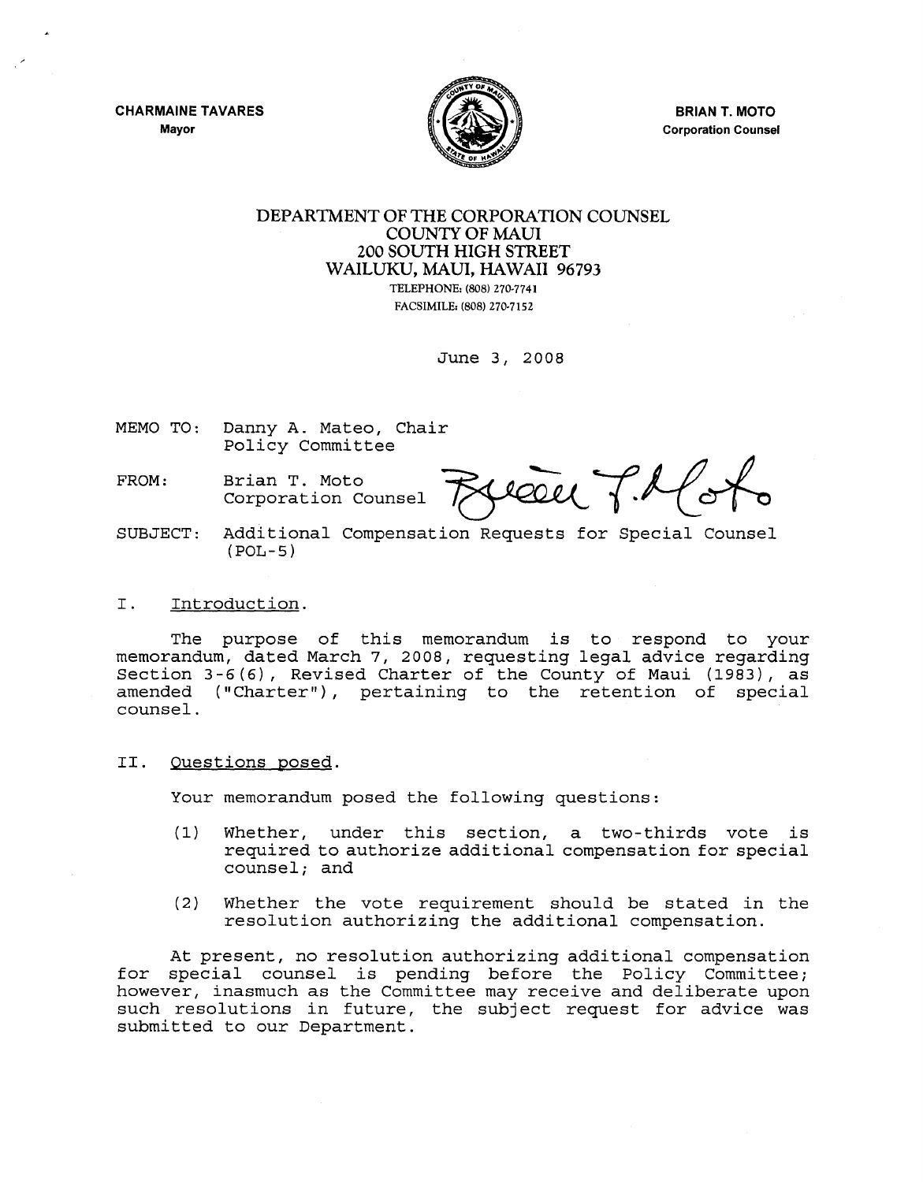**CHARMAINE TAVARES**
Mayor

**BRIAN T. MOTO**
Corporation Counsel

DEPARTMENT OF THE CORPORATION COUNSEL
COUNTY OF MAUI
200 SOUTH HIGH STREET
WAILUKU, MAUI, HAWAII 96793
TELEPHONE: (808) 270-7741
FACSIMILE: (808) 270-7152

June 3, 2008

MEMO TO: Danny A. Mateo, Chair
Policy Committee

FROM: Brian T. Moto
Corporation Counsel

SUBJECT: Additional Compensation Requests for Special Counsel (POL-5)

## I. Introduction.

The purpose of this memorandum is to respond to your memorandum, dated March 7, 2008, requesting legal advice regarding Section 3-6(6), Revised Charter of the County of Maui (1983), as amended ("Charter"), pertaining to the retention of special counsel.

## II. Questions posed.

Your memorandum posed the following questions:

(1) Whether, under this section, a two-thirds vote is required to authorize additional compensation for special counsel; and

(2) Whether the vote requirement should be stated in the resolution authorizing the additional compensation.

At present, no resolution authorizing additional compensation for special counsel is pending before the Policy Committee; however, inasmuch as the Committee may receive and deliberate upon such resolutions in future, the subject request for advice was submitted to our Department.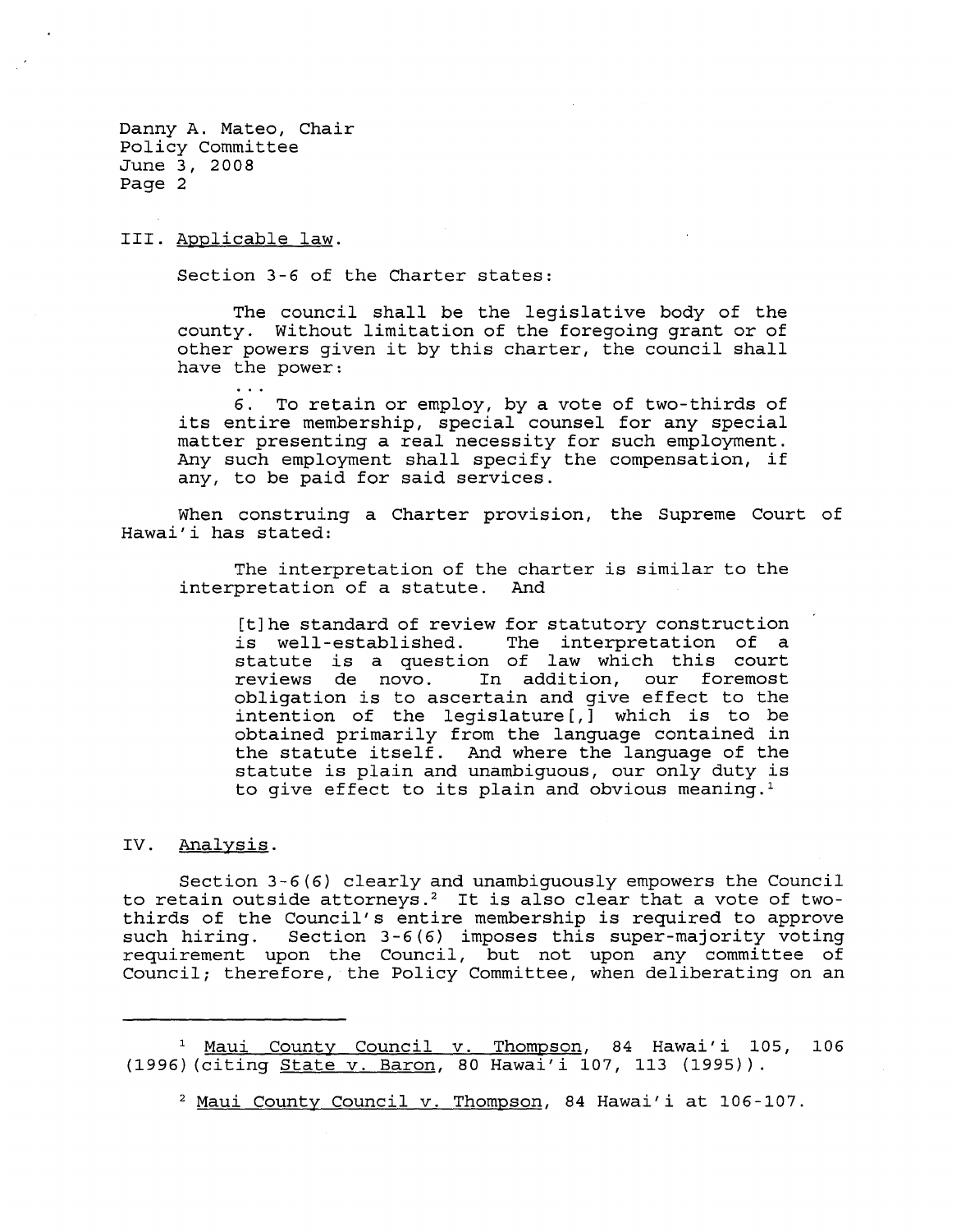III. Applicable law.

Section 3-6 of the Charter states:

> The council shall be the legislative body of the county. Without limitation of the foregoing grant or of other powers given it by this charter, the council shall have the power:
>
> ...
>
> 6. To retain or employ, by a vote of two-thirds of its entire membership, special counsel for any special matter presenting a real necessity for such employment. Any such employment shall specify the compensation, if any, to be paid for said services.

When construing a Charter provision, the Supreme Court of Hawai'i has stated:

> The interpretation of the charter is similar to the interpretation of a statute. And
>
> > [t]he standard of review for statutory construction is well-established. The interpretation of a statute is a question of law which this court reviews de novo. In addition, our foremost obligation is to ascertain and give effect to the intention of the legislature[,] which is to be obtained primarily from the language contained in the statute itself. And where the language of the statute is plain and unambiguous, our only duty is to give effect to its plain and obvious meaning.[1]

IV. Analysis.

Section 3-6(6) clearly and unambiguously empowers the Council to retain outside attorneys.[2] It is also clear that a vote of two-thirds of the Council's entire membership is required to approve such hiring. Section 3-6(6) imposes this super-majority voting requirement upon the Council, but not upon any committee of Council; therefore, the Policy Committee, when deliberating on an

---

[1] Maui County Council v. Thompson, 84 Hawai'i 105, 106 (1996)(citing State v. Baron, 80 Hawai'i 107, 113 (1995)).

[2] Maui County Council v. Thompson, 84 Hawai'i at 106-107.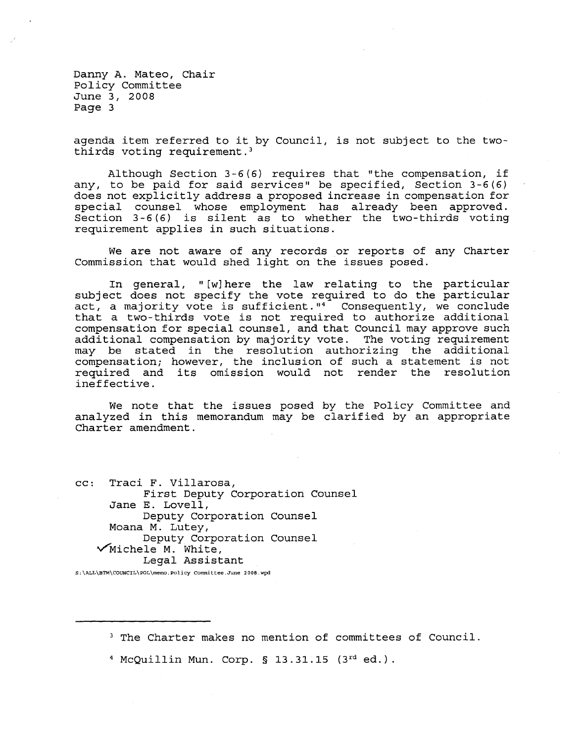Danny A. Mateo, Chair
Policy Committee
June 3, 2008
Page 3

agenda item referred to it by Council, is not subject to the two-thirds voting requirement.[3]

Although Section 3-6(6) requires that "the compensation, if any, to be paid for said services" be specified, Section 3-6(6) does not explicitly address a proposed increase in compensation for special counsel whose employment has already been approved. Section 3-6(6) is silent as to whether the two-thirds voting requirement applies in such situations.

We are not aware of any records or reports of any Charter Commission that would shed light on the issues posed.

In general, "[w]here the law relating to the particular subject does not specify the vote required to do the particular act, a majority vote is sufficient."[4] Consequently, we conclude that a two-thirds vote is not required to authorize additional compensation for special counsel, and that Council may approve such additional compensation by majority vote. The voting requirement may be stated in the resolution authorizing the additional compensation; however, the inclusion of such a statement is not required and its omission would not render the resolution ineffective.

We note that the issues posed by the Policy Committee and analyzed in this memorandum may be clarified by an appropriate Charter amendment.

cc: Traci F. Villarosa,
First Deputy Corporation Counsel
Jane E. Lovell,
Deputy Corporation Counsel
Moana M. Lutey,
Deputy Corporation Counsel
✓Michele M. White,
Legal Assistant

S:\ALL\BTM\COUNCIL\POL\memo.Policy Committee.June 2008.wpd

---

[3] The Charter makes no mention of committees of Council.

[4] McQuillin Mun. Corp. § 13.31.15 (3rd ed.).